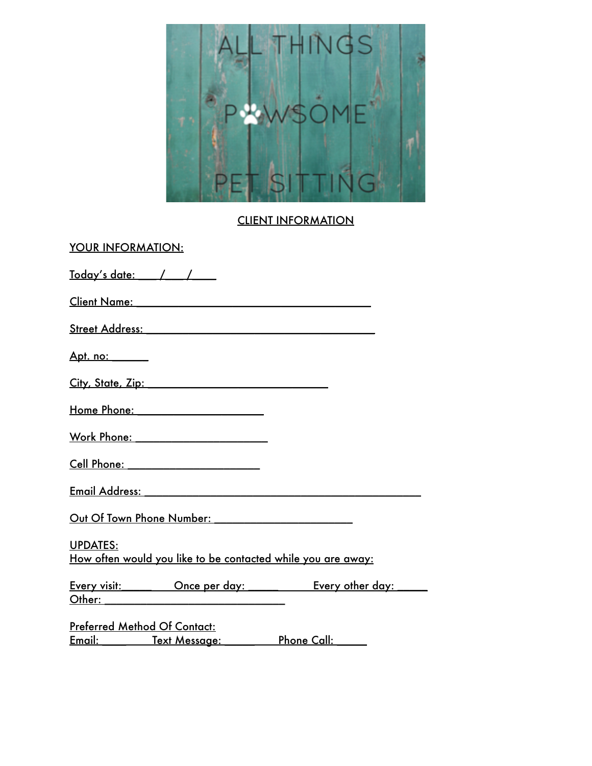ALL THINGS

PAWSOME

PET SITTING

## CLIENT INFORMATION

YOUR INFORMATION:

Today's date: ___/___/____

Client Name: ________________________________________

Street Address: _______________________________________

Apt. no: ______

City, State, Zip: ______________________________

Home Phone: _____________________

Work Phone: ______________________

Cell Phone: ______________________

Email Address: _______________________________________________

Out Of Town Phone Number: _______________________

UPDATES:
How often would you like to be contacted while you are away:

Every visit:_____ Once per day: _____ Every other day: _____
Other: ______________________________

Preferred Method Of Contact:
Email: ____ Text Message: _____ Phone Call: _____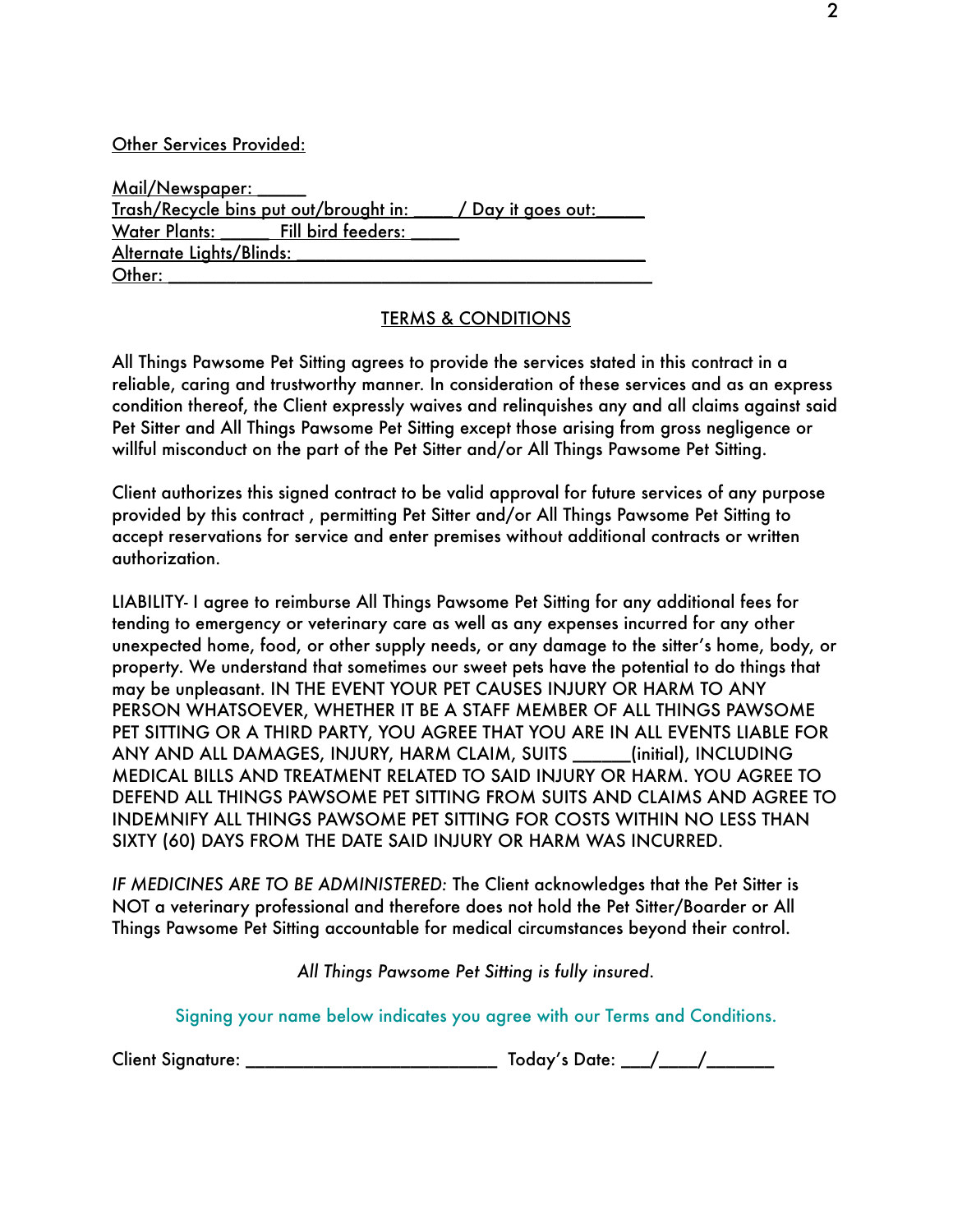Other Services Provided:

Mail/Newspaper: _____
Trash/Recycle bins put out/brought in: ____ / Day it goes out: _____
Water Plants: _____ Fill bird feeders: _____
Alternate Lights/Blinds: ___________________________________
Other: ___________________________________________________

## TERMS & CONDITIONS

All Things Pawsome Pet Sitting agrees to provide the services stated in this contract in a reliable, caring and trustworthy manner. In consideration of these services and as an express condition thereof, the Client expressly waives and relinquishes any and all claims against said Pet Sitter and All Things Pawsome Pet Sitting except those arising from gross negligence or willful misconduct on the part of the Pet Sitter and/or All Things Pawsome Pet Sitting.

Client authorizes this signed contract to be valid approval for future services of any purpose provided by this contract , permitting Pet Sitter and/or All Things Pawsome Pet Sitting to accept reservations for service and enter premises without additional contracts or written authorization.

LIABILITY- I agree to reimburse All Things Pawsome Pet Sitting for any additional fees for tending to emergency or veterinary care as well as any expenses incurred for any other unexpected home, food, or other supply needs, or any damage to the sitter's home, body, or property. We understand that sometimes our sweet pets have the potential to do things that may be unpleasant. IN THE EVENT YOUR PET CAUSES INJURY OR HARM TO ANY PERSON WHATSOEVER, WHETHER IT BE A STAFF MEMBER OF ALL THINGS PAWSOME PET SITTING OR A THIRD PARTY, YOU AGREE THAT YOU ARE IN ALL EVENTS LIABLE FOR ANY AND ALL DAMAGES, INJURY, HARM CLAIM, SUITS ______(initial), INCLUDING MEDICAL BILLS AND TREATMENT RELATED TO SAID INJURY OR HARM. YOU AGREE TO DEFEND ALL THINGS PAWSOME PET SITTING FROM SUITS AND CLAIMS AND AGREE TO INDEMNIFY ALL THINGS PAWSOME PET SITTING FOR COSTS WITHIN NO LESS THAN SIXTY (60) DAYS FROM THE DATE SAID INJURY OR HARM WAS INCURRED.

*IF MEDICINES ARE TO BE ADMINISTERED:* The Client acknowledges that the Pet Sitter is NOT a veterinary professional and therefore does not hold the Pet Sitter/Boarder or All Things Pawsome Pet Sitting accountable for medical circumstances beyond their control.

*All Things Pawsome Pet Sitting is fully insured.*

Signing your name below indicates you agree with our Terms and Conditions.

Client Signature: __________________________ Today's Date: ___/____/_______